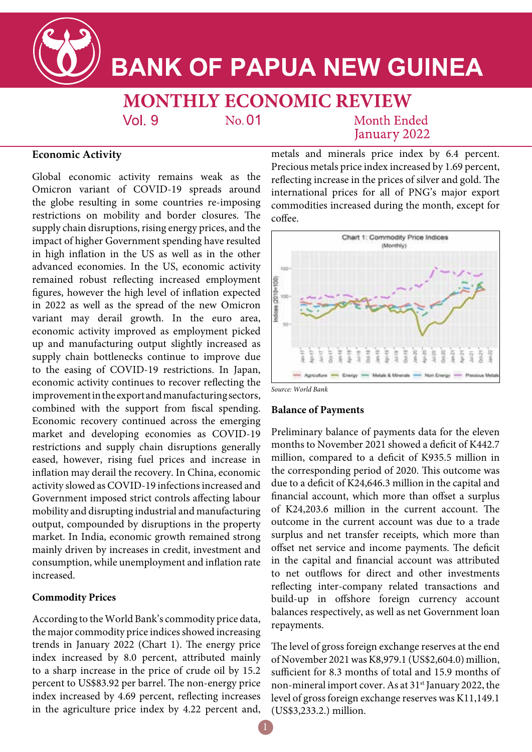# BANK OF PAPUA NEW GUINEA

## MONTHLY ECONOMIC REVIEW

Vol. 9 No. 01 Month Ended January 2022

### Economic Activity

Global economic activity remains weak as the Omicron variant of COVID-19 spreads around the globe resulting in some countries re-imposing restrictions on mobility and border closures. The supply chain disruptions, rising energy prices, and the impact of higher Government spending have resulted in high inflation in the US as well as in the other advanced economies. In the US, economic activity remained robust reflecting increased employment figures, however the high level of inflation expected in 2022 as well as the spread of the new Omicron variant may derail growth. In the euro area, economic activity improved as employment picked up and manufacturing output slightly increased as supply chain bottlenecks continue to improve due to the easing of COVID-19 restrictions. In Japan, economic activity continues to recover reflecting the improvement in the export and manufacturing sectors, combined with the support from fiscal spending. Economic recovery continued across the emerging market and developing economies as COVID-19 restrictions and supply chain disruptions generally eased, however, rising fuel prices and increase in inflation may derail the recovery. In China, economic activity slowed as COVID-19 infections increased and Government imposed strict controls affecting labour mobility and disrupting industrial and manufacturing output, compounded by disruptions in the property market. In India, economic growth remained strong mainly driven by increases in credit, investment and consumption, while unemployment and inflation rate increased.

### Commodity Prices

According to the World Bank's commodity price data, the major commodity price indices showed increasing trends in January 2022 (Chart 1). The energy price index increased by 8.0 percent, attributed mainly to a sharp increase in the price of crude oil by 15.2 percent to US$83.92 per barrel. The non-energy price index increased by 4.69 percent, reflecting increases in the agriculture price index by 4.22 percent and, metals and minerals price index by 6.4 percent. Precious metals price index increased by 1.69 percent, reflecting increase in the prices of silver and gold. The international prices for all of PNG's major export commodities increased during the month, except for coffee.

Chart 1: Commodity Price Indices (Monthly)

*Source: World Bank*

### Balance of Payments

Preliminary balance of payments data for the eleven months to November 2021 showed a deficit of K442.7 million, compared to a deficit of K935.5 million in the corresponding period of 2020. This outcome was due to a deficit of K24,646.3 million in the capital and financial account, which more than offset a surplus of K24,203.6 million in the current account. The outcome in the current account was due to a trade surplus and net transfer receipts, which more than offset net service and income payments. The deficit in the capital and financial account was attributed to net outflows for direct and other investments reflecting inter-company related transactions and build-up in offshore foreign currency account balances respectively, as well as net Government loan repayments.

The level of gross foreign exchange reserves at the end of November 2021 was K8,979.1 (US$2,604.0) million, sufficient for 8.3 months of total and 15.9 months of non-mineral import cover. As at 31st January 2022, the level of gross foreign exchange reserves was K11,149.1 (US$3,233.2.) million.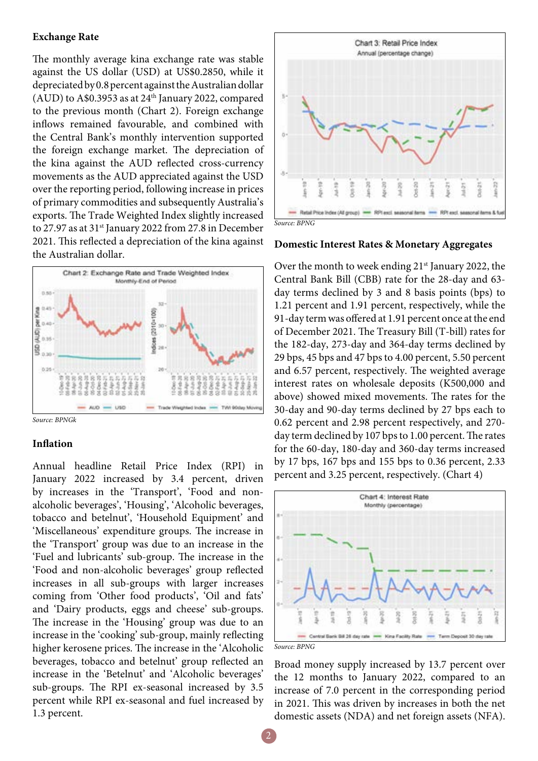### Exchange Rate

The monthly average kina exchange rate was stable against the US dollar (USD) at US$0.2850, while it depreciated by 0.8 percent against the Australian dollar (AUD) to A$0.3953 as at 24th January 2022, compared to the previous month (Chart 2). Foreign exchange inflows remained favourable, and combined with the Central Bank's monthly intervention supported the foreign exchange market. The depreciation of the kina against the AUD reflected cross-currency movements as the AUD appreciated against the USD over the reporting period, following increase in prices of primary commodities and subsequently Australia's exports. The Trade Weighted Index slightly increased to 27.97 as at 31st January 2022 from 27.8 in December 2021. This reflected a depreciation of the kina against the Australian dollar.

Chart 2: Exchange Rate and Trade Weighted Index
Monthly-End of Period

*Source: BPNGk*

### Inflation

Annual headline Retail Price Index (RPI) in January 2022 increased by 3.4 percent, driven by increases in the 'Transport', 'Food and non-alcoholic beverages', 'Housing', 'Alcoholic beverages, tobacco and betelnut', 'Household Equipment' and 'Miscellaneous' expenditure groups. The increase in the 'Transport' group was due to an increase in the 'Fuel and lubricants' sub-group. The increase in the 'Food and non-alcoholic beverages' group reflected increases in all sub-groups with larger increases coming from 'Other food products', 'Oil and fats' and 'Dairy products, eggs and cheese' sub-groups. The increase in the 'Housing' group was due to an increase in the 'cooking' sub-group, mainly reflecting higher kerosene prices. The increase in the 'Alcoholic beverages, tobacco and betelnut' group reflected an increase in the 'Betelnut' and 'Alcoholic beverages' sub-groups. The RPI ex-seasonal increased by 3.5 percent while RPI ex-seasonal and fuel increased by 1.3 percent.

Chart 3: Retail Price Index
Annual (percentage change)

*Source: BPNG*

### Domestic Interest Rates & Monetary Aggregates

Over the month to week ending 21st January 2022, the Central Bank Bill (CBB) rate for the 28-day and 63-day terms declined by 3 and 8 basis points (bps) to 1.21 percent and 1.91 percent, respectively, while the 91-day term was offered at 1.91 percent once at the end of December 2021. The Treasury Bill (T-bill) rates for the 182-day, 273-day and 364-day terms declined by 29 bps, 45 bps and 47 bps to 4.00 percent, 5.50 percent and 6.57 percent, respectively. The weighted average interest rates on wholesale deposits (K500,000 and above) showed mixed movements. The rates for the 30-day and 90-day terms declined by 27 bps each to 0.62 percent and 2.98 percent respectively, and 270-day term declined by 107 bps to 1.00 percent. The rates for the 60-day, 180-day and 360-day terms increased by 17 bps, 167 bps and 155 bps to 0.36 percent, 2.33 percent and 3.25 percent, respectively. (Chart 4)

Chart 4: Interest Rate
Monthly (percentage)

*Source: BPNG*

Broad money supply increased by 13.7 percent over the 12 months to January 2022, compared to an increase of 7.0 percent in the corresponding period in 2021. This was driven by increases in both the net domestic assets (NDA) and net foreign assets (NFA).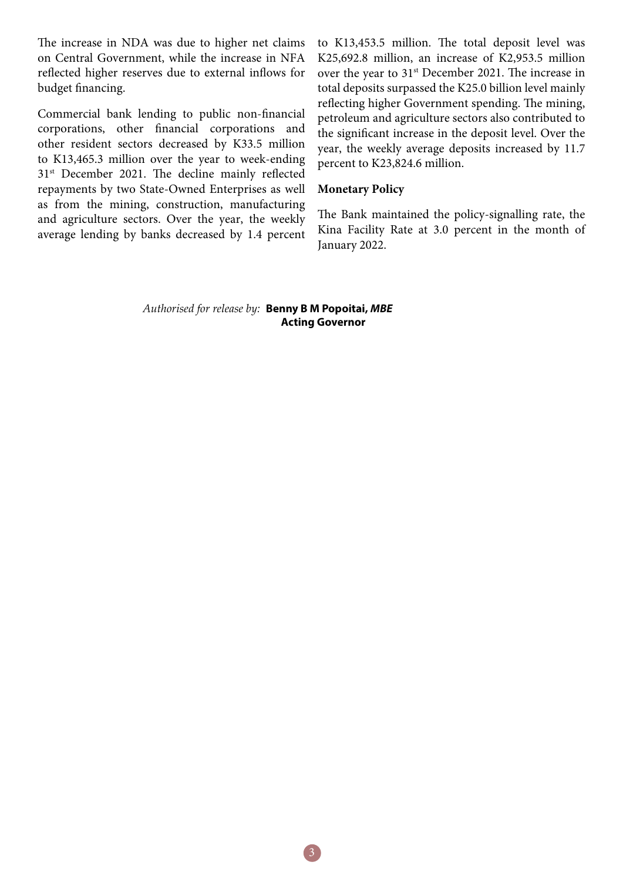The increase in NDA was due to higher net claims on Central Government, while the increase in NFA reflected higher reserves due to external inflows for budget financing.

Commercial bank lending to public non-financial corporations, other financial corporations and other resident sectors decreased by K33.5 million to K13,465.3 million over the year to week-ending 31st December 2021. The decline mainly reflected repayments by two State-Owned Enterprises as well as from the mining, construction, manufacturing and agriculture sectors. Over the year, the weekly average lending by banks decreased by 1.4 percent to K13,453.5 million. The total deposit level was K25,692.8 million, an increase of K2,953.5 million over the year to 31st December 2021. The increase in total deposits surpassed the K25.0 billion level mainly reflecting higher Government spending. The mining, petroleum and agriculture sectors also contributed to the significant increase in the deposit level. Over the year, the weekly average deposits increased by 11.7 percent to K23,824.6 million.

**Monetary Policy**

The Bank maintained the policy-signalling rate, the Kina Facility Rate at 3.0 percent in the month of January 2022.

*Authorised for release by:* **Benny B M Popoitai, *MBE***
**Acting Governor**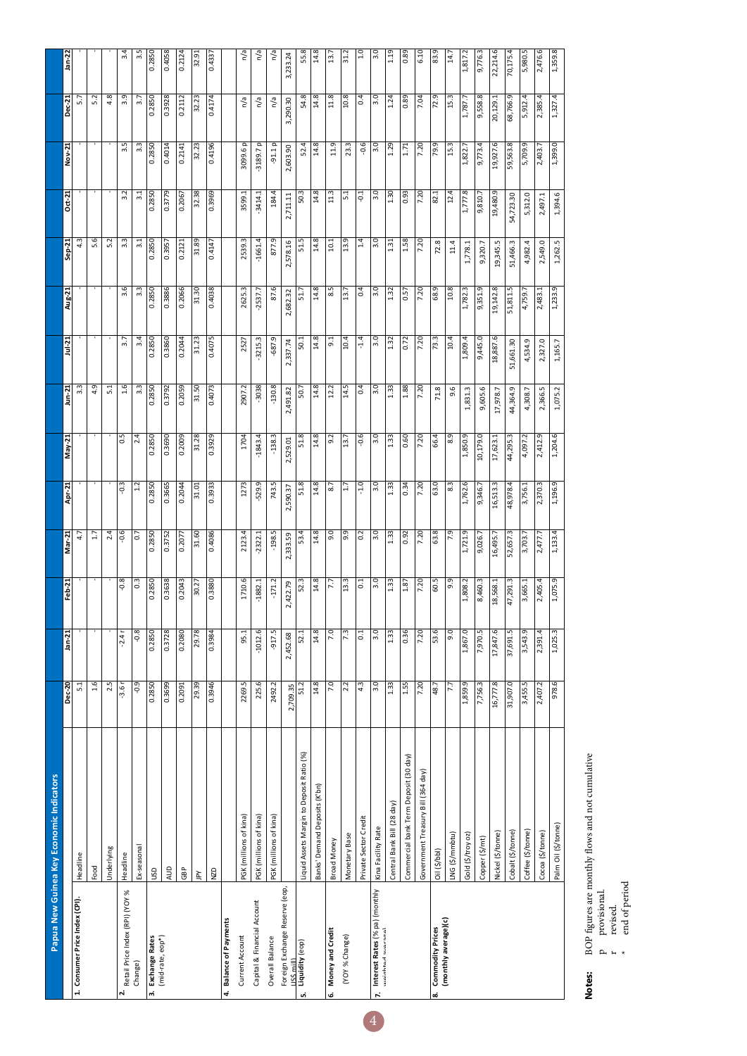## Papua New Guinea Key Economic Indicators

| | | Dec-20 | Jan-21 | Feb-21 | Mar-21 | Apr-21 | May-21 | Jun-21 | Jul-21 | Aug-21 | Sep-21 | Oct-21 | Nov-21 | Dec-21 | Jan-22 |
|---|---|---|---|---|---|---|---|---|---|---|---|---|---|---|---|
| **1. Consumer Price Index (CPI).** | Headline | 5.1 | - | - | 4.7 | - | - | 3.3 | - | - | 4.3 | - | - | 5.7 | - |
| | Food | 1.6 | - | - | 1.7 | - | - | 4.9 | - | - | 5.6 | - | - | 5.2 | - |
| | Underlying | 2.5 | - | - | 2.4 | - | - | 5.1 | - | - | 5.2 | - | - | 4.8 | - |
| **2.** Retail Price Index (RPI) (YOY % Change) | Headline | -3.6 r | -2.4 r | -0.8 | -0.6 | -0.3 | 0.5 | 1.6 | 3.7 | 3.6 | 3.3 | 3.2 | 3.5 | 3.9 | 3.4 |
| | Ex-seasonal | -0.9 | -0.8 | 0.3 | 0.7 | 1.2 | 2.4 | 3.3 | 3.4 | 3.3 | 3.1 | 3.1 | 3.3 | 3.7 | 3.5 |
| **3. Exchange Rates** (mid-rate, eop*) | USD | 0.2850 | 0.2850 | 0.2850 | 0.2850 | 0.2850 | 0.2850 | 0.2850 | 0.2850 | 0.2850 | 0.2850 | 0.2850 | 0.2850 | 0.2850 | 0.2850 |
| | AUD | 0.3699 | 0.3728 | 0.3638 | 0.3752 | 0.3665 | 0.3690 | 0.3792 | 0.3860 | 0.3886 | 0.3957 | 0.3779 | 0.4014 | 0.3928 | 0.4058 |
| | GBP | 0.2091 | 0.2080 | 0.2043 | 0.2077 | 0.2044 | 0.2009 | 0.2059 | 0.2044 | 0.2066 | 0.2121 | 0.2067 | 0.2141 | 0.2112 | 0.2124 |
| | JPY | 29.39 | 29.78 | 30.27 | 31.60 | 31.01 | 31.28 | 31.50 | 31.23 | 31.30 | 31.89 | 32.38 | 32.23 | 32.23 | 32.91 |
| | NZD | 0.3946 | 0.3984 | 0.3880 | 0.4086 | 0.3933 | 0.3929 | 0.4073 | 0.4075 | 0.4038 | 0.4147 | 0.3969 | 0.4196 | 0.4174 | 0.4337 |
| **4. Balance of Payments** | | | | | | | | | | | | | | | |
| Current Account | PGK (millions of kina) | 2269.5 | 95.1 | 1710.6 | 2123.4 | 1273 | 1704 | 2907.2 | 2527 | 2625.3 | 2539.3 | 3599.1 | 3099.6 p | n/a | n/a |
| Capital & Financial Account | PGK (millions of kina) | 225.6 | -1012.6 | -1882.1 | -2322.1 | -529.9 | -1843.4 | -3038 | -3215.3 | -2537.7 | -1661.4 | -3414.1 | -3189.7 p | n/a | n/a |
| Overall Balance | PGK (millions of kina) | 2492.2 | -917.5 | -171.2 | -198.5 | 743.5 | -138.3 | -130.8 | -687.9 | 87.6 | 877.9 | 184.4 | -91.1 p | n/a | n/a |
| Foreign Exchange Reserve (eop, US$ mill) | | 2,709.35 | 2,452.68 | 2,422.79 | 2,333.59 | 2,590.37 | 2,529.01 | 2,491.82 | 2,337.74 | 2,682.32 | 2,578.16 | 2,711.11 | 2,603.90 | 3,290.30 | 3,233.24 |
| **5. Liquidity** (eop) | Liquid Assets Margin to Deposit Ratio (%) | 51.2 | 52.1 | 52.3 | 53.4 | 51.8 | 51.8 | 50.7 | 50.1 | 51.7 | 51.5 | 50.3 | 52.4 | 54.8 | 55.8 |
| | Banks' Demand Deposits (K'bn) | 14.8 | 14.8 | 14.8 | 14.8 | 14.8 | 14.8 | 14.8 | 14.8 | 14.8 | 14.8 | 14.8 | 14.8 | 14.8 | 14.8 |
| **6. Money and Credit** (YOY % Change) | Broad Money | 7.0 | 7.0 | 7.7 | 9.0 | 8.7 | 9.2 | 12.2 | 9.1 | 8.5 | 10.1 | 11.3 | 11.9 | 11.8 | 13.7 |
| | Monetary Base | 2.2 | 7.3 | 13.3 | 9.9 | 1.7 | 13.7 | 14.5 | 10.4 | 13.7 | 13.9 | 5.1 | 23.3 | 10.8 | 31.2 |
| | Private Sector Credit | 4.3 | 0.1 | 0.1 | 0.2 | -1.0 | -0.6 | 0.4 | -1.4 | 0.4 | 1.4 | -0.1 | -0.6 | 0.4 | 1.0 |
| **7. Interest Rates** (% pa) (monthly weighted average) | Kina Facility Rate | 3.0 | 3.0 | 3.0 | 3.0 | 3.0 | 3.0 | 3.0 | 3.0 | 3.0 | 3.0 | 3.0 | 3.0 | 3.0 | 3.0 |
| | Central Bank Bill (28 day) | 1.33 | 1.33 | 1.33 | 1.33 | 1.33 | 1.33 | 1.33 | 1.32 | 1.32 | 1.31 | 1.30 | 1.29 | 1.24 | 1.19 |
| | Commercial bank Term Deposit (30 day) | 1.55 | 0.36 | 1.87 | 0.92 | 0.34 | 0.60 | 1.88 | 0.72 | 0.57 | 1.58 | 0.93 | 1.71 | 0.89 | 0.89 |
| | Government Treasury Bill (364 day) | 7.20 | 7.20 | 7.20 | 7.20 | 7.20 | 7.20 | 7.20 | 7.20 | 7.20 | 7.20 | 7.20 | 7.20 | 7.04 | 6.10 |
| **8. Commodity Prices** (monthly average)(c) | Oil ($/bbl) | 48.7 | 53.6 | 60.5 | 63.8 | 63.0 | 66.4 | 71.8 | 73.3 | 68.9 | 72.8 | 82.1 | 79.9 | 72.9 | 83.9 |
| | LNG ($/mmbtu) | 7.7 | 9.0 | 9.9 | 7.9 | 8.3 | 8.9 | 9.6 | 10.4 | 10.8 | 11.4 | 12.4 | 15.3 | 15.3 | 14.7 |
| | Gold ($/troy oz) | 1,859.9 | 1,867.0 | 1,808.2 | 1,721.9 | 1,762.6 | 1,850.9 | 1,831.3 | 1,809.4 | 1,782.3 | 1,778.1 | 1,777.8 | 1,822.7 | 1,787.7 | 1,817.2 |
| | Copper ($/mt) | 7,756.3 | 7,970.5 | 8,460.3 | 9,026.7 | 9,346.7 | 10,179.0 | 9,605.6 | 9,445.0 | 9,351.9 | 9,320.7 | 9,810.7 | 9,773.4 | 9,558.8 | 9,776.3 |
| | Nickel ($/tonne) | 16,777.8 | 17,847.6 | 18,568.1 | 16,495.7 | 16,513.3 | 17,623.1 | 17,978.7 | 18,887.6 | 19,142.8 | 19,345.5 | 19,480.9 | 19,927.6 | 20,129.1 | 22,214.6 |
| | Cobalt ($/tonne) | 31,907.0 | 37,691.5 | 47,291.3 | 52,657.3 | 48,978.4 | 44,295.3 | 44,364.9 | 51,661.30 | 51,811.5 | 51,466.3 | 54,723.30 | 59,563.8 | 68,766.9 | 70,175.4 |
| | Coffee ($/tonne) | 3,455.5 | 3,543.9 | 3,665.1 | 3,703.7 | 3,756.1 | 4,097.2 | 4,308.7 | 4,534.9 | 4,759.7 | 4,982.4 | 5,312.0 | 5,709.9 | 5,912.4 | 5,980.5 |
| | Cocoa ($/tonne) | 2,407.2 | 2,391.4 | 2,405.4 | 2,477.7 | 2,370.3 | 2,412.9 | 2,366.5 | 2,327.0 | 2,483.1 | 2,549.0 | 2,497.1 | 2,403.7 | 2,385.4 | 2,476.6 |
| | Palm Oil ($/tonne) | 978.6 | 1,025.3 | 1,075.9 | 1,133.4 | 1,196.9 | 1,204.6 | 1,075.2 | 1,165.7 | 1,233.9 | 1,262.5 | 1,394.6 | 1,399.0 | 1,327.4 | 1,359.8 |

**Notes:** BOP figures are monthly flows and not cumulative

p provisional.

r revised.

\* end of period